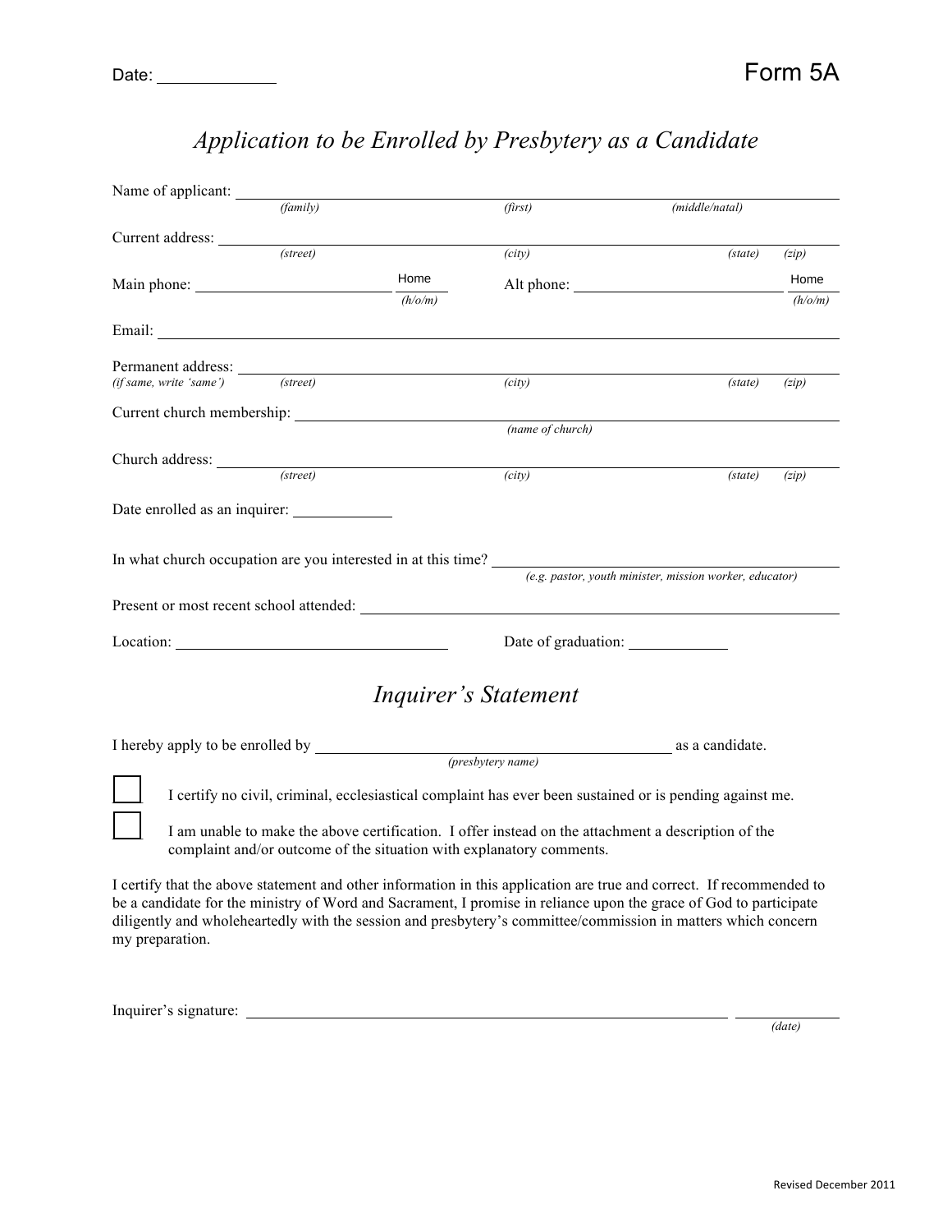Date: ____________ Form 5A

# *Application to be Enrolled by Presbytery as a Candidate*

Name of applicant: ______________________________________________________________
*(family)* *(first)* *(middle/natal)*

Current address: ______________________________________________________________
*(street)* *(city)* *(state)* *(zip)*

Main phone: ______________________ Home *(h/o/m)* Alt phone: ______________________ Home *(h/o/m)*

Email: ______________________________________________________________

Permanent address: ______________________________________________________________
*(if same, write 'same')* *(street)* *(city)* *(state)* *(zip)*

Current church membership: ______________________________________________________________
*(name of church)*

Church address: ______________________________________________________________
*(street)* *(city)* *(state)* *(zip)*

Date enrolled as an inquirer: ____________

In what church occupation are you interested in at this time? ______________________________
*(e.g. pastor, youth minister, mission worker, educator)*

Present or most recent school attended: ______________________________________________

Location: ______________________________ Date of graduation: ____________

## *Inquirer's Statement*

I hereby apply to be enrolled by ________________________________________ as a candidate.
*(presbytery name)*

☐ I certify no civil, criminal, ecclesiastical complaint has ever been sustained or is pending against me.

☐ I am unable to make the above certification. I offer instead on the attachment a description of the complaint and/or outcome of the situation with explanatory comments.

I certify that the above statement and other information in this application are true and correct. If recommended to be a candidate for the ministry of Word and Sacrament, I promise in reliance upon the grace of God to participate diligently and wholeheartedly with the session and presbytery's committee/commission in matters which concern my preparation.

Inquirer's signature: ______________________________________________ ____________
*(date)*

Revised December 2011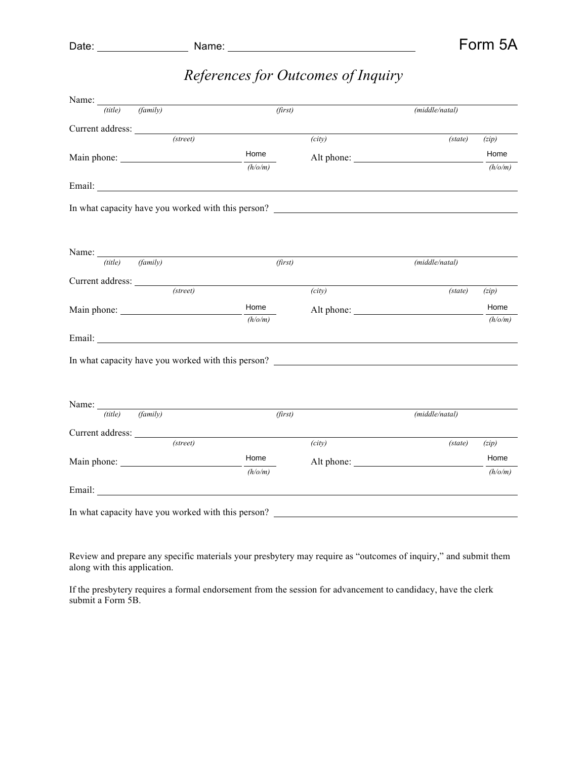Date: ________________ Name: ________________________________ Form 5A

# *References for Outcomes of Inquiry*

Name: ______________________________________________________________
*(title)* *(family)* *(first)* *(middle/natal)*

Current address: ______________________________________________________
*(street)* *(city)* *(state)* *(zip)*

Main phone: ______________________ Home *(h/o/m)* Alt phone: ______________________ Home *(h/o/m)*

Email: ______________________________________________________________

In what capacity have you worked with this person? ______________________________

Name: ______________________________________________________________
*(title)* *(family)* *(first)* *(middle/natal)*

Current address: ______________________________________________________
*(street)* *(city)* *(state)* *(zip)*

Main phone: ______________________ Home *(h/o/m)* Alt phone: ______________________ Home *(h/o/m)*

Email: ______________________________________________________________

In what capacity have you worked with this person? ______________________________

Name: ______________________________________________________________
*(title)* *(family)* *(first)* *(middle/natal)*

Current address: ______________________________________________________
*(street)* *(city)* *(state)* *(zip)*

Main phone: ______________________ Home *(h/o/m)* Alt phone: ______________________ Home *(h/o/m)*

Email: ______________________________________________________________

In what capacity have you worked with this person? ______________________________

Review and prepare any specific materials your presbytery may require as "outcomes of inquiry," and submit them along with this application.

If the presbytery requires a formal endorsement from the session for advancement to candidacy, have the clerk submit a Form 5B.